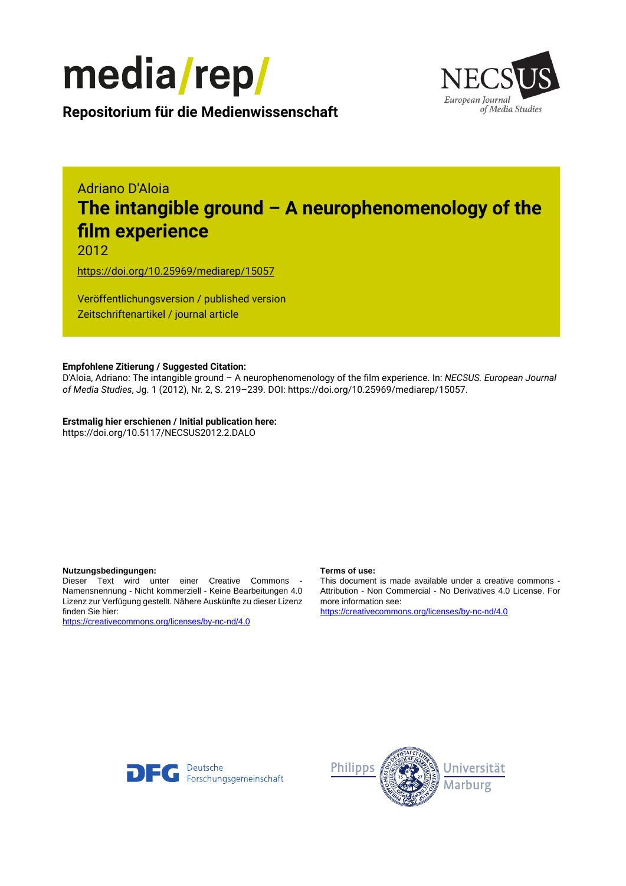media/rep/

**Repositorium für die Medienwissenschaft**

NECSUS European Journal of Media Studies

Adriano D'Aloia

# The intangible ground – A neurophenomenology of the film experience

2012

https://doi.org/10.25969/mediarep/15057

Veröffentlichungsversion / published version
Zeitschriftenartikel / journal article

**Empfohlene Zitierung / Suggested Citation:**
D'Aloia, Adriano: The intangible ground – A neurophenomenology of the film experience. In: *NECSUS. European Journal of Media Studies*, Jg. 1 (2012), Nr. 2, S. 219–239. DOI: https://doi.org/10.25969/mediarep/15057.

**Erstmalig hier erschienen / Initial publication here:**
https://doi.org/10.5117/NECSUS2012.2.DALO

**Nutzungsbedingungen:**
Dieser Text wird unter einer Creative Commons - Namensnennung - Nicht kommerziell - Keine Bearbeitungen 4.0 Lizenz zur Verfügung gestellt. Nähere Auskünfte zu dieser Lizenz finden Sie hier:
https://creativecommons.org/licenses/by-nc-nd/4.0

**Terms of use:**
This document is made available under a creative commons - Attribution - Non Commercial - No Derivatives 4.0 License. For more information see:
https://creativecommons.org/licenses/by-nc-nd/4.0

Deutsche Forschungsgemeinschaft

Philipps Universität Marburg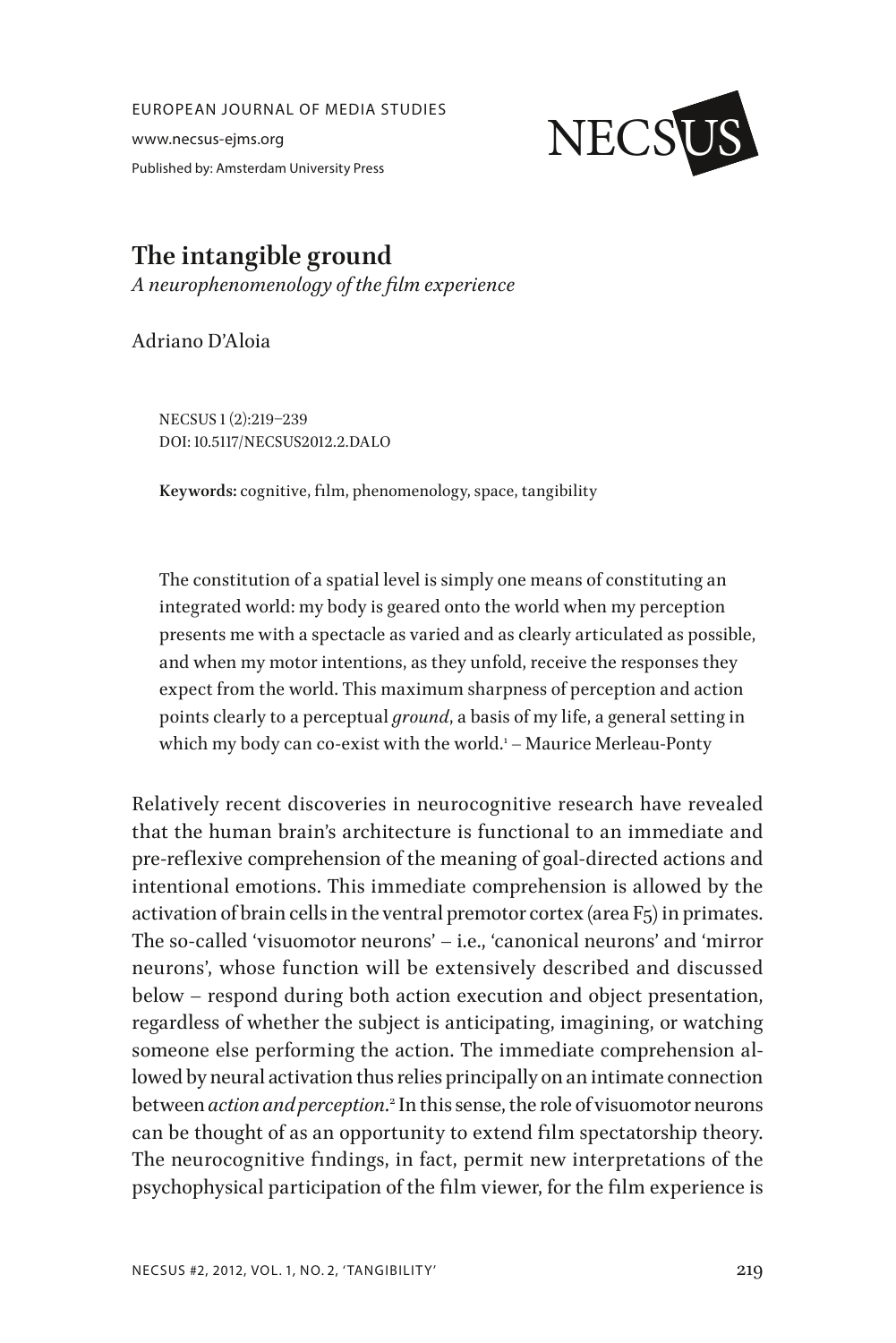EUROPEAN JOURNAL OF MEDIA STUDIES

www.necsus-ejms.org

Published by: Amsterdam University Press

# The intangible ground

*A neurophenomenology of the film experience*

Adriano D'Aloia

NECSUS 1 (2):219–239
DOI: 10.5117/NECSUS2012.2.DALO

**Keywords:** cognitive, film, phenomenology, space, tangibility

> The constitution of a spatial level is simply one means of constituting an integrated world: my body is geared onto the world when my perception presents me with a spectacle as varied and as clearly articulated as possible, and when my motor intentions, as they unfold, receive the responses they expect from the world. This maximum sharpness of perception and action points clearly to a perceptual *ground*, a basis of my life, a general setting in which my body can co-exist with the world.[1] – Maurice Merleau-Ponty

Relatively recent discoveries in neurocognitive research have revealed that the human brain's architecture is functional to an immediate and pre-reflexive comprehension of the meaning of goal-directed actions and intentional emotions. This immediate comprehension is allowed by the activation of brain cells in the ventral premotor cortex (area F5) in primates. The so-called 'visuomotor neurons' – i.e., 'canonical neurons' and 'mirror neurons', whose function will be extensively described and discussed below – respond during both action execution and object presentation, regardless of whether the subject is anticipating, imagining, or watching someone else performing the action. The immediate comprehension allowed by neural activation thus relies principally on an intimate connection between *action and perception*.[2] In this sense, the role of visuomotor neurons can be thought of as an opportunity to extend film spectatorship theory. The neurocognitive findings, in fact, permit new interpretations of the psychophysical participation of the film viewer, for the film experience is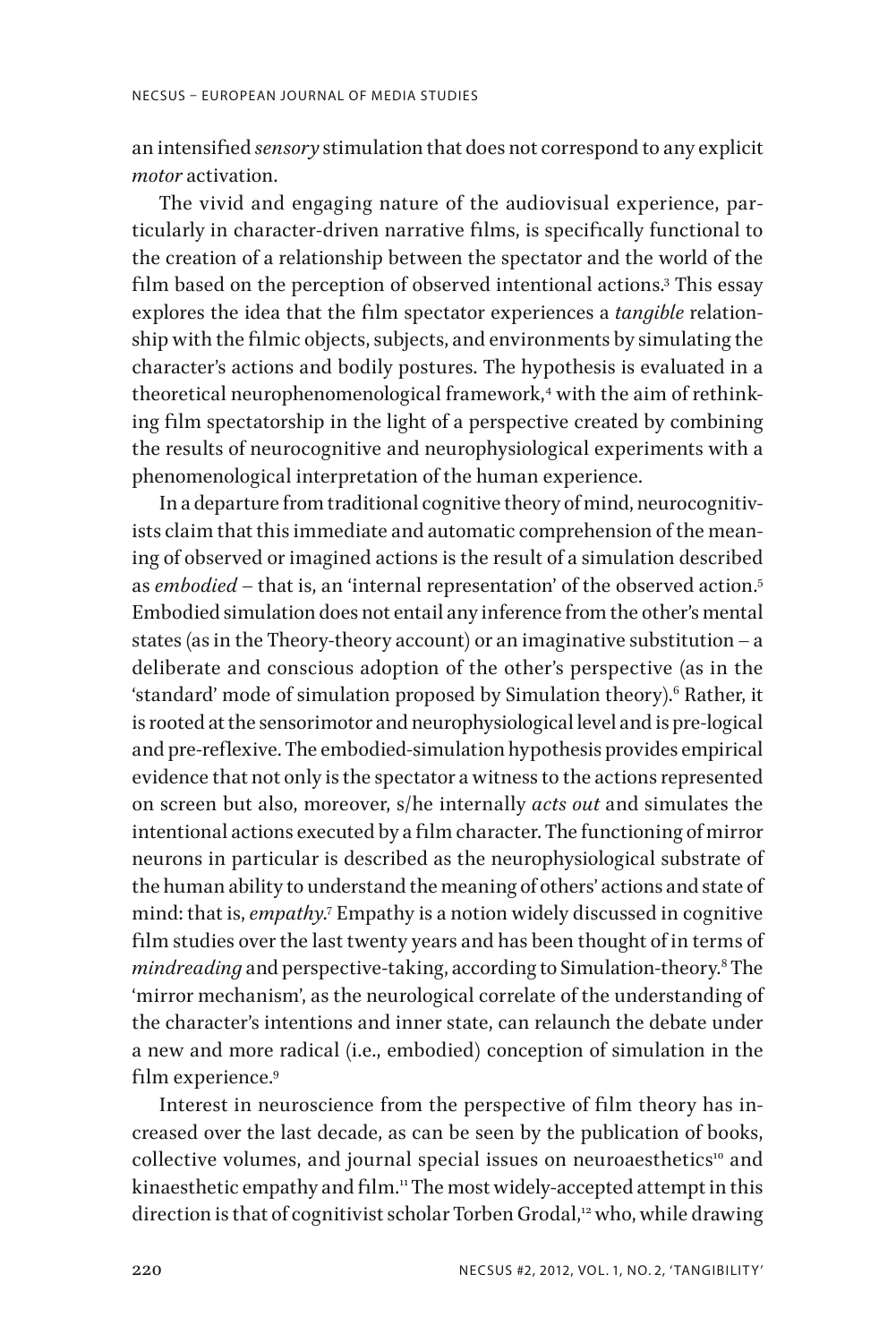an intensified *sensory* stimulation that does not correspond to any explicit *motor* activation.

The vivid and engaging nature of the audiovisual experience, particularly in character-driven narrative films, is specifically functional to the creation of a relationship between the spectator and the world of the film based on the perception of observed intentional actions.[3] This essay explores the idea that the film spectator experiences a *tangible* relationship with the filmic objects, subjects, and environments by simulating the character's actions and bodily postures. The hypothesis is evaluated in a theoretical neurophenomenological framework,[4] with the aim of rethinking film spectatorship in the light of a perspective created by combining the results of neurocognitive and neurophysiological experiments with a phenomenological interpretation of the human experience.

In a departure from traditional cognitive theory of mind, neurocognitivists claim that this immediate and automatic comprehension of the meaning of observed or imagined actions is the result of a simulation described as *embodied* – that is, an 'internal representation' of the observed action.[5] Embodied simulation does not entail any inference from the other's mental states (as in the Theory-theory account) or an imaginative substitution – a deliberate and conscious adoption of the other's perspective (as in the 'standard' mode of simulation proposed by Simulation theory).[6] Rather, it is rooted at the sensorimotor and neurophysiological level and is pre-logical and pre-reflexive. The embodied-simulation hypothesis provides empirical evidence that not only is the spectator a witness to the actions represented on screen but also, moreover, s/he internally *acts out* and simulates the intentional actions executed by a film character. The functioning of mirror neurons in particular is described as the neurophysiological substrate of the human ability to understand the meaning of others' actions and state of mind: that is, *empathy*.[7] Empathy is a notion widely discussed in cognitive film studies over the last twenty years and has been thought of in terms of *mindreading* and perspective-taking, according to Simulation-theory.[8] The 'mirror mechanism', as the neurological correlate of the understanding of the character's intentions and inner state, can relaunch the debate under a new and more radical (i.e., embodied) conception of simulation in the film experience.[9]

Interest in neuroscience from the perspective of film theory has increased over the last decade, as can be seen by the publication of books, collective volumes, and journal special issues on neuroaesthetics[10] and kinaesthetic empathy and film.[11] The most widely-accepted attempt in this direction is that of cognitivist scholar Torben Grodal,[12] who, while drawing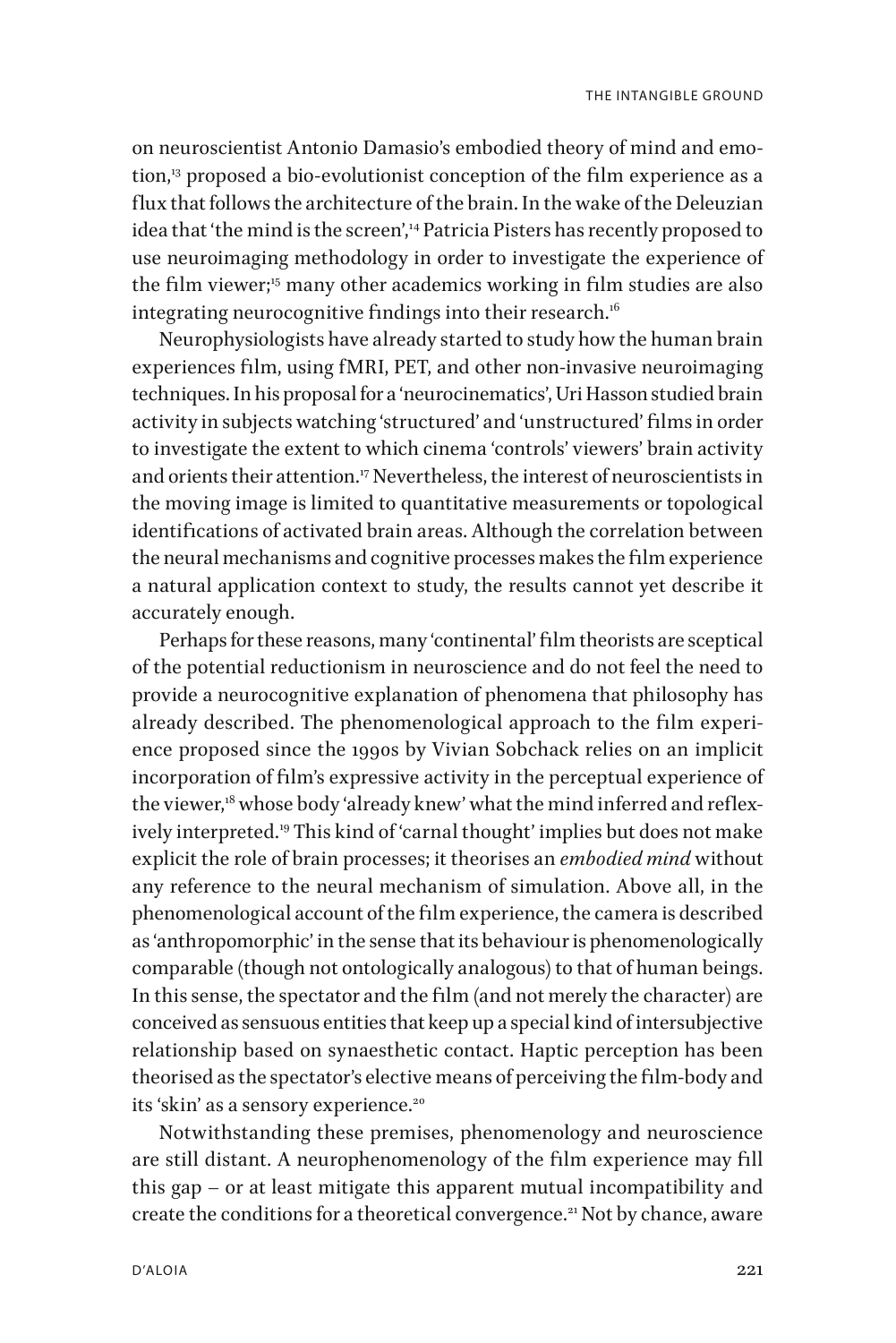on neuroscientist Antonio Damasio's embodied theory of mind and emotion,[13] proposed a bio-evolutionist conception of the film experience as a flux that follows the architecture of the brain. In the wake of the Deleuzian idea that 'the mind is the screen',[14] Patricia Pisters has recently proposed to use neuroimaging methodology in order to investigate the experience of the film viewer;[15] many other academics working in film studies are also integrating neurocognitive findings into their research.[16]

Neurophysiologists have already started to study how the human brain experiences film, using fMRI, PET, and other non-invasive neuroimaging techniques. In his proposal for a 'neurocinematics', Uri Hasson studied brain activity in subjects watching 'structured' and 'unstructured' films in order to investigate the extent to which cinema 'controls' viewers' brain activity and orients their attention.[17] Nevertheless, the interest of neuroscientists in the moving image is limited to quantitative measurements or topological identifications of activated brain areas. Although the correlation between the neural mechanisms and cognitive processes makes the film experience a natural application context to study, the results cannot yet describe it accurately enough.

Perhaps for these reasons, many 'continental' film theorists are sceptical of the potential reductionism in neuroscience and do not feel the need to provide a neurocognitive explanation of phenomena that philosophy has already described. The phenomenological approach to the film experience proposed since the 1990s by Vivian Sobchack relies on an implicit incorporation of film's expressive activity in the perceptual experience of the viewer,[18] whose body 'already knew' what the mind inferred and reflexively interpreted.[19] This kind of 'carnal thought' implies but does not make explicit the role of brain processes; it theorises an *embodied mind* without any reference to the neural mechanism of simulation. Above all, in the phenomenological account of the film experience, the camera is described as 'anthropomorphic' in the sense that its behaviour is phenomenologically comparable (though not ontologically analogous) to that of human beings. In this sense, the spectator and the film (and not merely the character) are conceived as sensuous entities that keep up a special kind of intersubjective relationship based on synaesthetic contact. Haptic perception has been theorised as the spectator's elective means of perceiving the film-body and its 'skin' as a sensory experience.[20]

Notwithstanding these premises, phenomenology and neuroscience are still distant. A neurophenomenology of the film experience may fill this gap – or at least mitigate this apparent mutual incompatibility and create the conditions for a theoretical convergence.[21] Not by chance, aware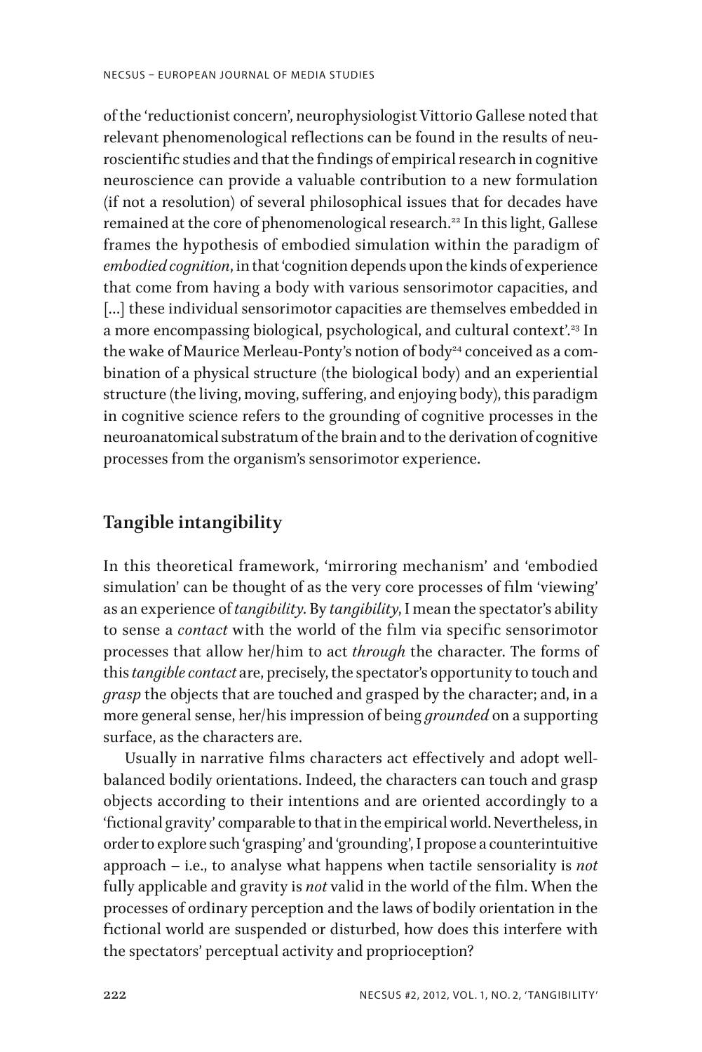of the 'reductionist concern', neurophysiologist Vittorio Gallese noted that relevant phenomenological reflections can be found in the results of neuroscientific studies and that the findings of empirical research in cognitive neuroscience can provide a valuable contribution to a new formulation (if not a resolution) of several philosophical issues that for decades have remained at the core of phenomenological research.[22] In this light, Gallese frames the hypothesis of embodied simulation within the paradigm of *embodied cognition*, in that 'cognition depends upon the kinds of experience that come from having a body with various sensorimotor capacities, and [...] these individual sensorimotor capacities are themselves embedded in a more encompassing biological, psychological, and cultural context'.[23] In the wake of Maurice Merleau-Ponty's notion of body[24] conceived as a combination of a physical structure (the biological body) and an experiential structure (the living, moving, suffering, and enjoying body), this paradigm in cognitive science refers to the grounding of cognitive processes in the neuroanatomical substratum of the brain and to the derivation of cognitive processes from the organism's sensorimotor experience.

## Tangible intangibility

In this theoretical framework, 'mirroring mechanism' and 'embodied simulation' can be thought of as the very core processes of film 'viewing' as an experience of *tangibility*. By *tangibility*, I mean the spectator's ability to sense a *contact* with the world of the film via specific sensorimotor processes that allow her/him to act *through* the character. The forms of this *tangible contact* are, precisely, the spectator's opportunity to touch and *grasp* the objects that are touched and grasped by the character; and, in a more general sense, her/his impression of being *grounded* on a supporting surface, as the characters are.

Usually in narrative films characters act effectively and adopt well-balanced bodily orientations. Indeed, the characters can touch and grasp objects according to their intentions and are oriented accordingly to a 'fictional gravity' comparable to that in the empirical world. Nevertheless, in order to explore such 'grasping' and 'grounding', I propose a counterintuitive approach – i.e., to analyse what happens when tactile sensoriality is *not* fully applicable and gravity is *not* valid in the world of the film. When the processes of ordinary perception and the laws of bodily orientation in the fictional world are suspended or disturbed, how does this interfere with the spectators' perceptual activity and proprioception?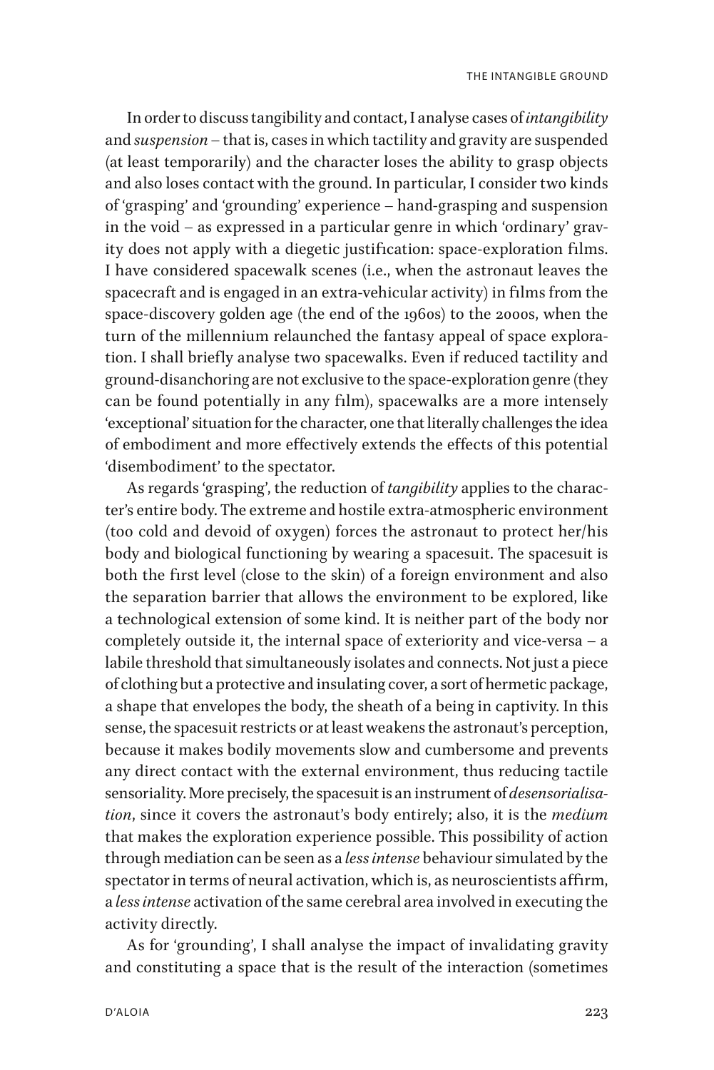In order to discuss tangibility and contact, I analyse cases of *intangibility* and *suspension* – that is, cases in which tactility and gravity are suspended (at least temporarily) and the character loses the ability to grasp objects and also loses contact with the ground. In particular, I consider two kinds of 'grasping' and 'grounding' experience – hand-grasping and suspension in the void – as expressed in a particular genre in which 'ordinary' gravity does not apply with a diegetic justification: space-exploration films. I have considered spacewalk scenes (i.e., when the astronaut leaves the spacecraft and is engaged in an extra-vehicular activity) in films from the space-discovery golden age (the end of the 1960s) to the 2000s, when the turn of the millennium relaunched the fantasy appeal of space exploration. I shall briefly analyse two spacewalks. Even if reduced tactility and ground-disanchoring are not exclusive to the space-exploration genre (they can be found potentially in any film), spacewalks are a more intensely 'exceptional' situation for the character, one that literally challenges the idea of embodiment and more effectively extends the effects of this potential 'disembodiment' to the spectator.

As regards 'grasping', the reduction of *tangibility* applies to the character's entire body. The extreme and hostile extra-atmospheric environment (too cold and devoid of oxygen) forces the astronaut to protect her/his body and biological functioning by wearing a spacesuit. The spacesuit is both the first level (close to the skin) of a foreign environment and also the separation barrier that allows the environment to be explored, like a technological extension of some kind. It is neither part of the body nor completely outside it, the internal space of exteriority and vice-versa – a labile threshold that simultaneously isolates and connects. Not just a piece of clothing but a protective and insulating cover, a sort of hermetic package, a shape that envelopes the body, the sheath of a being in captivity. In this sense, the spacesuit restricts or at least weakens the astronaut's perception, because it makes bodily movements slow and cumbersome and prevents any direct contact with the external environment, thus reducing tactile sensoriality. More precisely, the spacesuit is an instrument of *desensorialisation*, since it covers the astronaut's body entirely; also, it is the *medium* that makes the exploration experience possible. This possibility of action through mediation can be seen as a *less intense* behaviour simulated by the spectator in terms of neural activation, which is, as neuroscientists affirm, a *less intense* activation of the same cerebral area involved in executing the activity directly.

As for 'grounding', I shall analyse the impact of invalidating gravity and constituting a space that is the result of the interaction (sometimes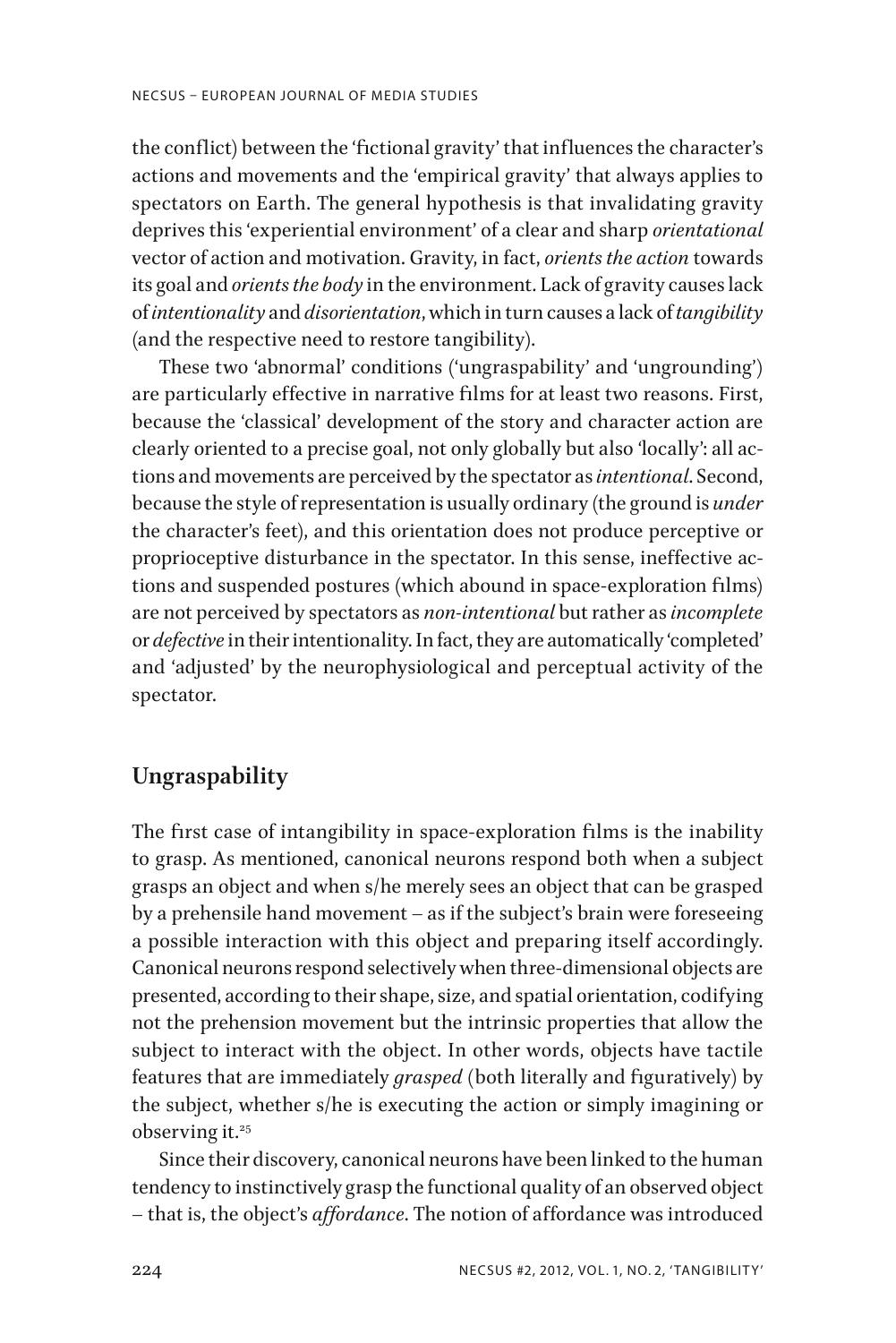the conflict) between the 'fictional gravity' that influences the character's actions and movements and the 'empirical gravity' that always applies to spectators on Earth. The general hypothesis is that invalidating gravity deprives this 'experiential environment' of a clear and sharp *orientational* vector of action and motivation. Gravity, in fact, *orients the action* towards its goal and *orients the body* in the environment. Lack of gravity causes lack of *intentionality* and *disorientation*, which in turn causes a lack of *tangibility* (and the respective need to restore tangibility).

These two 'abnormal' conditions ('ungraspability' and 'ungrounding') are particularly effective in narrative films for at least two reasons. First, because the 'classical' development of the story and character action are clearly oriented to a precise goal, not only globally but also 'locally': all actions and movements are perceived by the spectator as *intentional*. Second, because the style of representation is usually ordinary (the ground is *under* the character's feet), and this orientation does not produce perceptive or proprioceptive disturbance in the spectator. In this sense, ineffective actions and suspended postures (which abound in space-exploration films) are not perceived by spectators as *non-intentional* but rather as *incomplete* or *defective* in their intentionality. In fact, they are automatically 'completed' and 'adjusted' by the neurophysiological and perceptual activity of the spectator.

## Ungraspability

The first case of intangibility in space-exploration films is the inability to grasp. As mentioned, canonical neurons respond both when a subject grasps an object and when s/he merely sees an object that can be grasped by a prehensile hand movement – as if the subject's brain were foreseeing a possible interaction with this object and preparing itself accordingly. Canonical neurons respond selectively when three-dimensional objects are presented, according to their shape, size, and spatial orientation, codifying not the prehension movement but the intrinsic properties that allow the subject to interact with the object. In other words, objects have tactile features that are immediately *grasped* (both literally and figuratively) by the subject, whether s/he is executing the action or simply imagining or observing it.[25]

Since their discovery, canonical neurons have been linked to the human tendency to instinctively grasp the functional quality of an observed object – that is, the object's *affordance*. The notion of affordance was introduced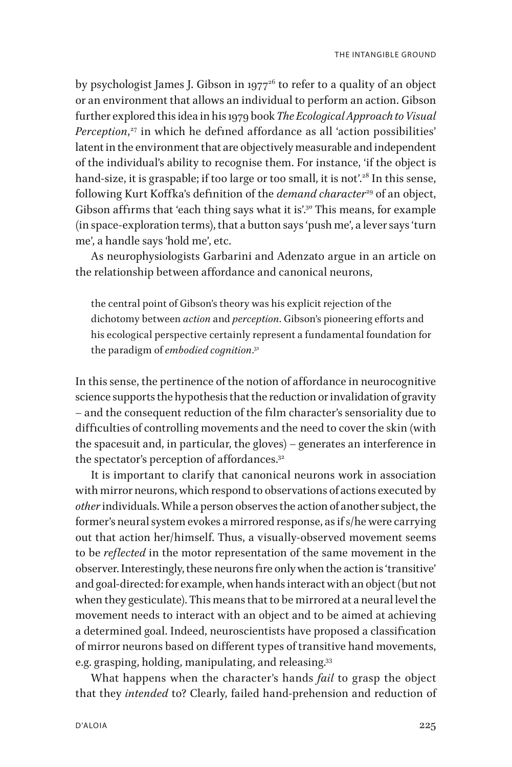by psychologist James J. Gibson in 1977[26] to refer to a quality of an object or an environment that allows an individual to perform an action. Gibson further explored this idea in his 1979 book *The Ecological Approach to Visual Perception*,[27] in which he defined affordance as all 'action possibilities' latent in the environment that are objectively measurable and independent of the individual's ability to recognise them. For instance, 'if the object is hand-size, it is graspable; if too large or too small, it is not'.[28] In this sense, following Kurt Koffka's definition of the *demand character*[29] of an object, Gibson affirms that 'each thing says what it is'.[30] This means, for example (in space-exploration terms), that a button says 'push me', a lever says 'turn me', a handle says 'hold me', etc.

As neurophysiologists Garbarini and Adenzato argue in an article on the relationship between affordance and canonical neurons,

> the central point of Gibson's theory was his explicit rejection of the dichotomy between *action* and *perception*. Gibson's pioneering efforts and his ecological perspective certainly represent a fundamental foundation for the paradigm of *embodied cognition*.[31]

In this sense, the pertinence of the notion of affordance in neurocognitive science supports the hypothesis that the reduction or invalidation of gravity – and the consequent reduction of the film character's sensoriality due to difficulties of controlling movements and the need to cover the skin (with the spacesuit and, in particular, the gloves) – generates an interference in the spectator's perception of affordances.[32]

It is important to clarify that canonical neurons work in association with mirror neurons, which respond to observations of actions executed by *other* individuals. While a person observes the action of another subject, the former's neural system evokes a mirrored response, as if s/he were carrying out that action her/himself. Thus, a visually-observed movement seems to be *reflected* in the motor representation of the same movement in the observer. Interestingly, these neurons fire only when the action is 'transitive' and goal-directed: for example, when hands interact with an object (but not when they gesticulate). This means that to be mirrored at a neural level the movement needs to interact with an object and to be aimed at achieving a determined goal. Indeed, neuroscientists have proposed a classification of mirror neurons based on different types of transitive hand movements, e.g. grasping, holding, manipulating, and releasing.[33]

What happens when the character's hands *fail* to grasp the object that they *intended* to? Clearly, failed hand-prehension and reduction of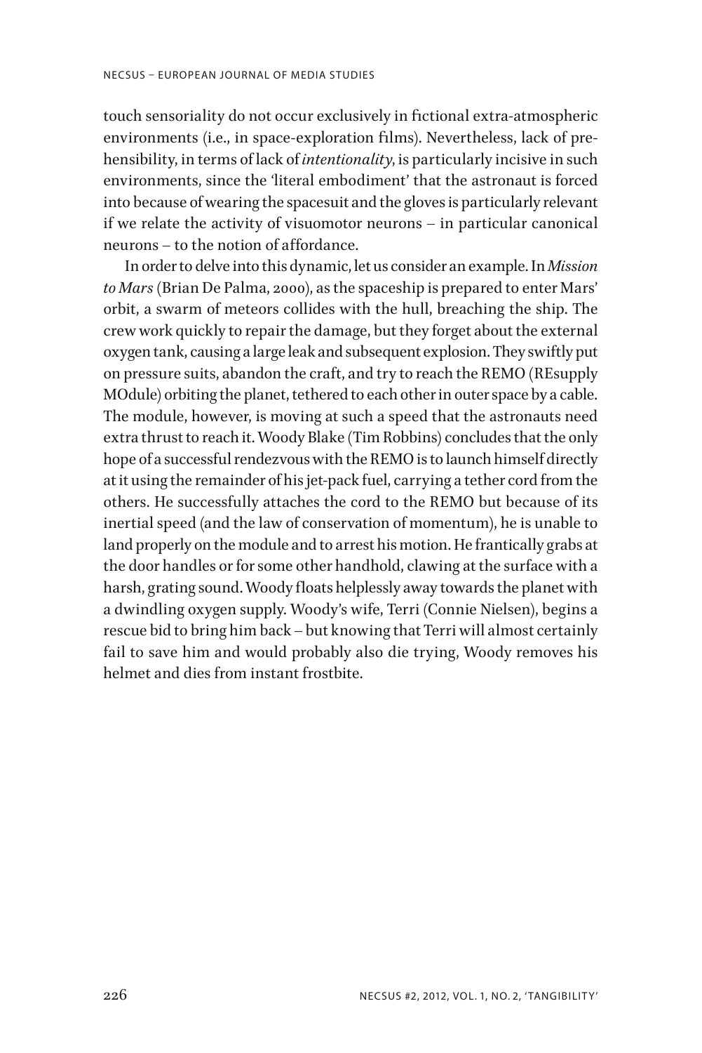touch sensoriality do not occur exclusively in fictional extra-atmospheric environments (i.e., in space-exploration films). Nevertheless, lack of prehensibility, in terms of lack of *intentionality*, is particularly incisive in such environments, since the 'literal embodiment' that the astronaut is forced into because of wearing the spacesuit and the gloves is particularly relevant if we relate the activity of visuomotor neurons – in particular canonical neurons – to the notion of affordance.

In order to delve into this dynamic, let us consider an example. In *Mission to Mars* (Brian De Palma, 2000), as the spaceship is prepared to enter Mars' orbit, a swarm of meteors collides with the hull, breaching the ship. The crew work quickly to repair the damage, but they forget about the external oxygen tank, causing a large leak and subsequent explosion. They swiftly put on pressure suits, abandon the craft, and try to reach the REMO (REsupply MOdule) orbiting the planet, tethered to each other in outer space by a cable. The module, however, is moving at such a speed that the astronauts need extra thrust to reach it. Woody Blake (Tim Robbins) concludes that the only hope of a successful rendezvous with the REMO is to launch himself directly at it using the remainder of his jet-pack fuel, carrying a tether cord from the others. He successfully attaches the cord to the REMO but because of its inertial speed (and the law of conservation of momentum), he is unable to land properly on the module and to arrest his motion. He frantically grabs at the door handles or for some other handhold, clawing at the surface with a harsh, grating sound. Woody floats helplessly away towards the planet with a dwindling oxygen supply. Woody's wife, Terri (Connie Nielsen), begins a rescue bid to bring him back – but knowing that Terri will almost certainly fail to save him and would probably also die trying, Woody removes his helmet and dies from instant frostbite.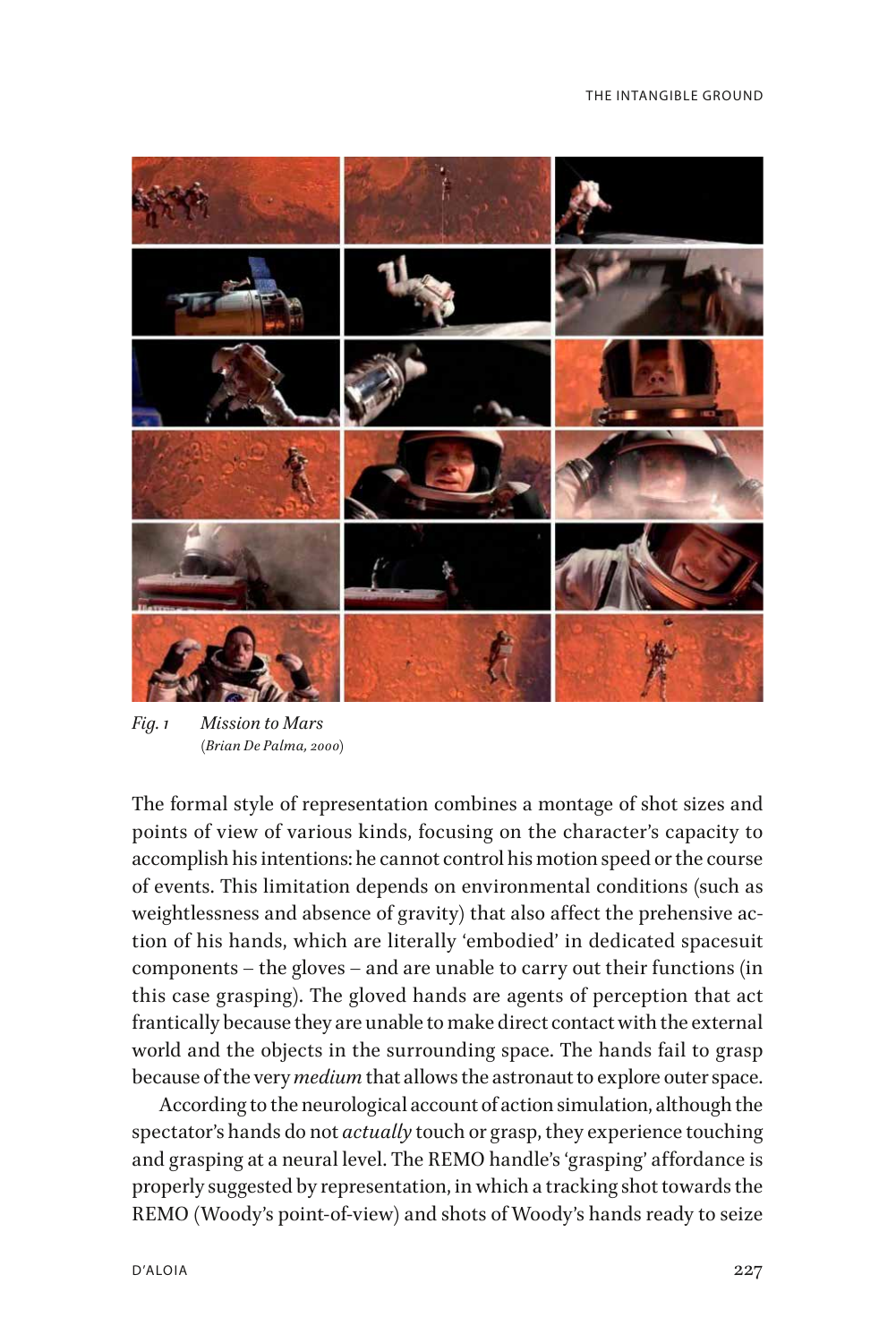*Fig. 1* *Mission to Mars*
(*Brian De Palma, 2000*)

The formal style of representation combines a montage of shot sizes and points of view of various kinds, focusing on the character's capacity to accomplish his intentions: he cannot control his motion speed or the course of events. This limitation depends on environmental conditions (such as weightlessness and absence of gravity) that also affect the prehensive action of his hands, which are literally 'embodied' in dedicated spacesuit components – the gloves – and are unable to carry out their functions (in this case grasping). The gloved hands are agents of perception that act frantically because they are unable to make direct contact with the external world and the objects in the surrounding space. The hands fail to grasp because of the very *medium* that allows the astronaut to explore outer space.

According to the neurological account of action simulation, although the spectator's hands do not *actually* touch or grasp, they experience touching and grasping at a neural level. The REMO handle's 'grasping' affordance is properly suggested by representation, in which a tracking shot towards the REMO (Woody's point-of-view) and shots of Woody's hands ready to seize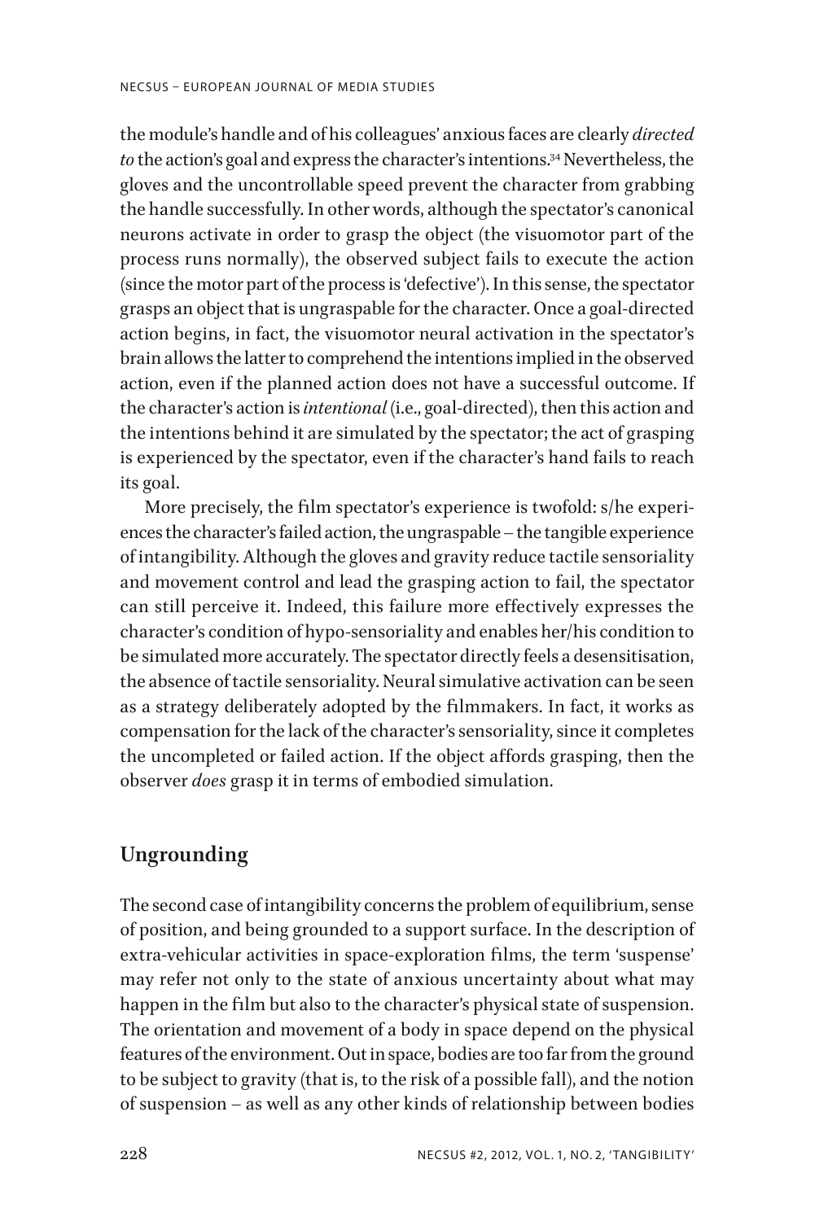the module's handle and of his colleagues' anxious faces are clearly *directed to* the action's goal and express the character's intentions.[34] Nevertheless, the gloves and the uncontrollable speed prevent the character from grabbing the handle successfully. In other words, although the spectator's canonical neurons activate in order to grasp the object (the visuomotor part of the process runs normally), the observed subject fails to execute the action (since the motor part of the process is 'defective'). In this sense, the spectator grasps an object that is ungraspable for the character. Once a goal-directed action begins, in fact, the visuomotor neural activation in the spectator's brain allows the latter to comprehend the intentions implied in the observed action, even if the planned action does not have a successful outcome. If the character's action is *intentional* (i.e., goal-directed), then this action and the intentions behind it are simulated by the spectator; the act of grasping is experienced by the spectator, even if the character's hand fails to reach its goal.

More precisely, the film spectator's experience is twofold: s/he experiences the character's failed action, the ungraspable – the tangible experience of intangibility. Although the gloves and gravity reduce tactile sensoriality and movement control and lead the grasping action to fail, the spectator can still perceive it. Indeed, this failure more effectively expresses the character's condition of hypo-sensoriality and enables her/his condition to be simulated more accurately. The spectator directly feels a desensitisation, the absence of tactile sensoriality. Neural simulative activation can be seen as a strategy deliberately adopted by the filmmakers. In fact, it works as compensation for the lack of the character's sensoriality, since it completes the uncompleted or failed action. If the object affords grasping, then the observer *does* grasp it in terms of embodied simulation.

## Ungrounding

The second case of intangibility concerns the problem of equilibrium, sense of position, and being grounded to a support surface. In the description of extra-vehicular activities in space-exploration films, the term 'suspense' may refer not only to the state of anxious uncertainty about what may happen in the film but also to the character's physical state of suspension. The orientation and movement of a body in space depend on the physical features of the environment. Out in space, bodies are too far from the ground to be subject to gravity (that is, to the risk of a possible fall), and the notion of suspension – as well as any other kinds of relationship between bodies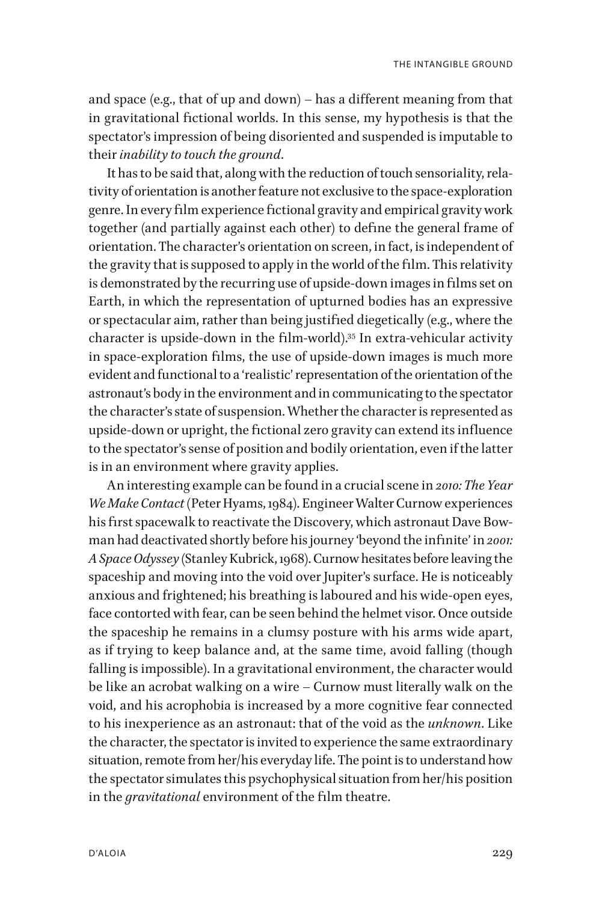and space (e.g., that of up and down) – has a different meaning from that in gravitational fictional worlds. In this sense, my hypothesis is that the spectator's impression of being disoriented and suspended is imputable to their *inability to touch the ground*.

It has to be said that, along with the reduction of touch sensoriality, relativity of orientation is another feature not exclusive to the space-exploration genre. In every film experience fictional gravity and empirical gravity work together (and partially against each other) to define the general frame of orientation. The character's orientation on screen, in fact, is independent of the gravity that is supposed to apply in the world of the film. This relativity is demonstrated by the recurring use of upside-down images in films set on Earth, in which the representation of upturned bodies has an expressive or spectacular aim, rather than being justified diegetically (e.g., where the character is upside-down in the film-world).[35] In extra-vehicular activity in space-exploration films, the use of upside-down images is much more evident and functional to a 'realistic' representation of the orientation of the astronaut's body in the environment and in communicating to the spectator the character's state of suspension. Whether the character is represented as upside-down or upright, the fictional zero gravity can extend its influence to the spectator's sense of position and bodily orientation, even if the latter is in an environment where gravity applies.

An interesting example can be found in a crucial scene in *2010: The Year We Make Contact* (Peter Hyams, 1984). Engineer Walter Curnow experiences his first spacewalk to reactivate the Discovery, which astronaut Dave Bowman had deactivated shortly before his journey 'beyond the infinite' in *2001: A Space Odyssey* (Stanley Kubrick, 1968). Curnow hesitates before leaving the spaceship and moving into the void over Jupiter's surface. He is noticeably anxious and frightened; his breathing is laboured and his wide-open eyes, face contorted with fear, can be seen behind the helmet visor. Once outside the spaceship he remains in a clumsy posture with his arms wide apart, as if trying to keep balance and, at the same time, avoid falling (though falling is impossible). In a gravitational environment, the character would be like an acrobat walking on a wire – Curnow must literally walk on the void, and his acrophobia is increased by a more cognitive fear connected to his inexperience as an astronaut: that of the void as the *unknown*. Like the character, the spectator is invited to experience the same extraordinary situation, remote from her/his everyday life. The point is to understand how the spectator simulates this psychophysical situation from her/his position in the *gravitational* environment of the film theatre.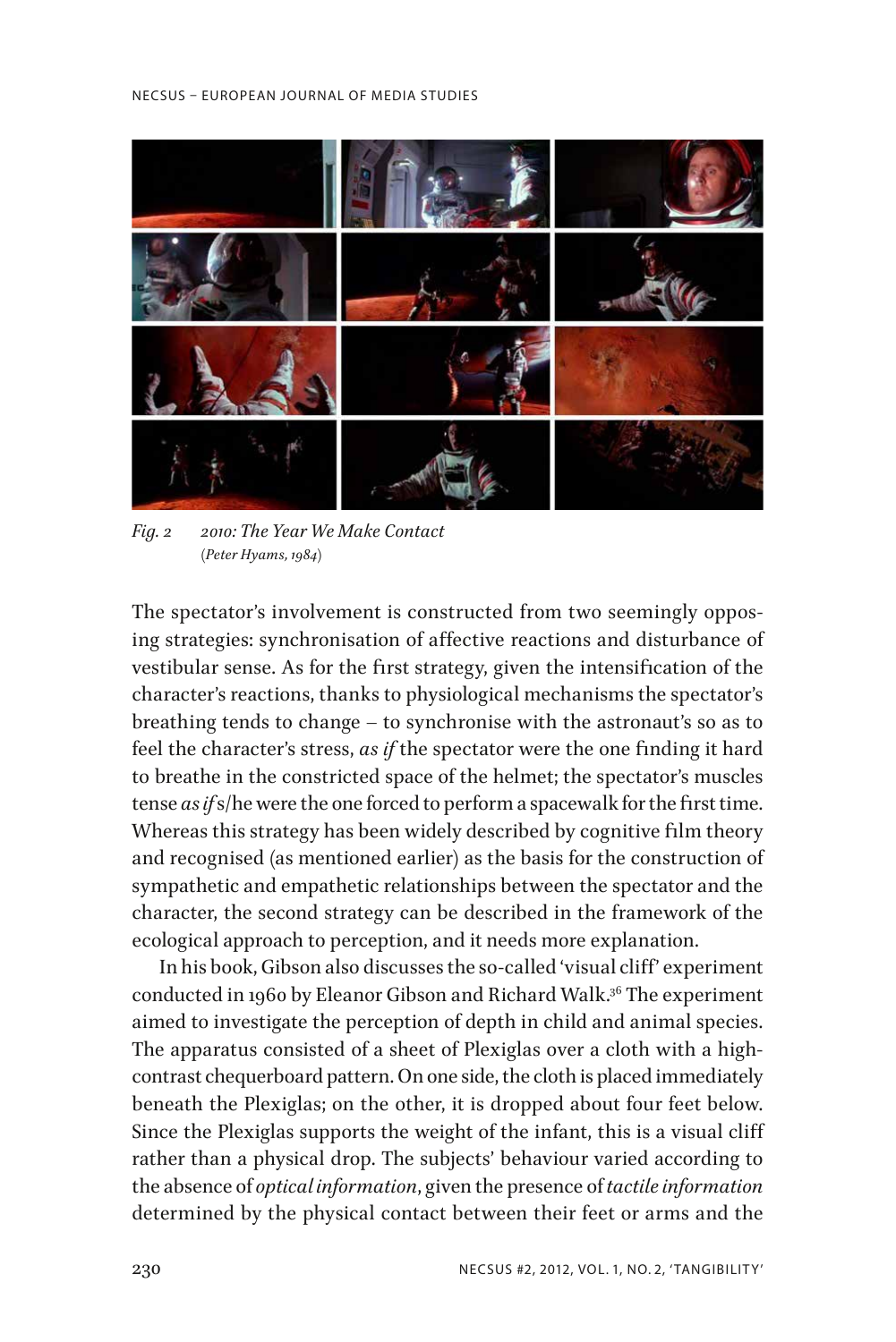*Fig. 2 2010: The Year We Make Contact* (*Peter Hyams, 1984*)

The spectator's involvement is constructed from two seemingly opposing strategies: synchronisation of affective reactions and disturbance of vestibular sense. As for the first strategy, given the intensification of the character's reactions, thanks to physiological mechanisms the spectator's breathing tends to change – to synchronise with the astronaut's so as to feel the character's stress, *as if* the spectator were the one finding it hard to breathe in the constricted space of the helmet; the spectator's muscles tense *as if* s/he were the one forced to perform a spacewalk for the first time. Whereas this strategy has been widely described by cognitive film theory and recognised (as mentioned earlier) as the basis for the construction of sympathetic and empathetic relationships between the spectator and the character, the second strategy can be described in the framework of the ecological approach to perception, and it needs more explanation.

In his book, Gibson also discusses the so-called 'visual cliff' experiment conducted in 1960 by Eleanor Gibson and Richard Walk.[36] The experiment aimed to investigate the perception of depth in child and animal species. The apparatus consisted of a sheet of Plexiglas over a cloth with a high-contrast chequerboard pattern. On one side, the cloth is placed immediately beneath the Plexiglas; on the other, it is dropped about four feet below. Since the Plexiglas supports the weight of the infant, this is a visual cliff rather than a physical drop. The subjects' behaviour varied according to the absence of *optical information*, given the presence of *tactile information* determined by the physical contact between their feet or arms and the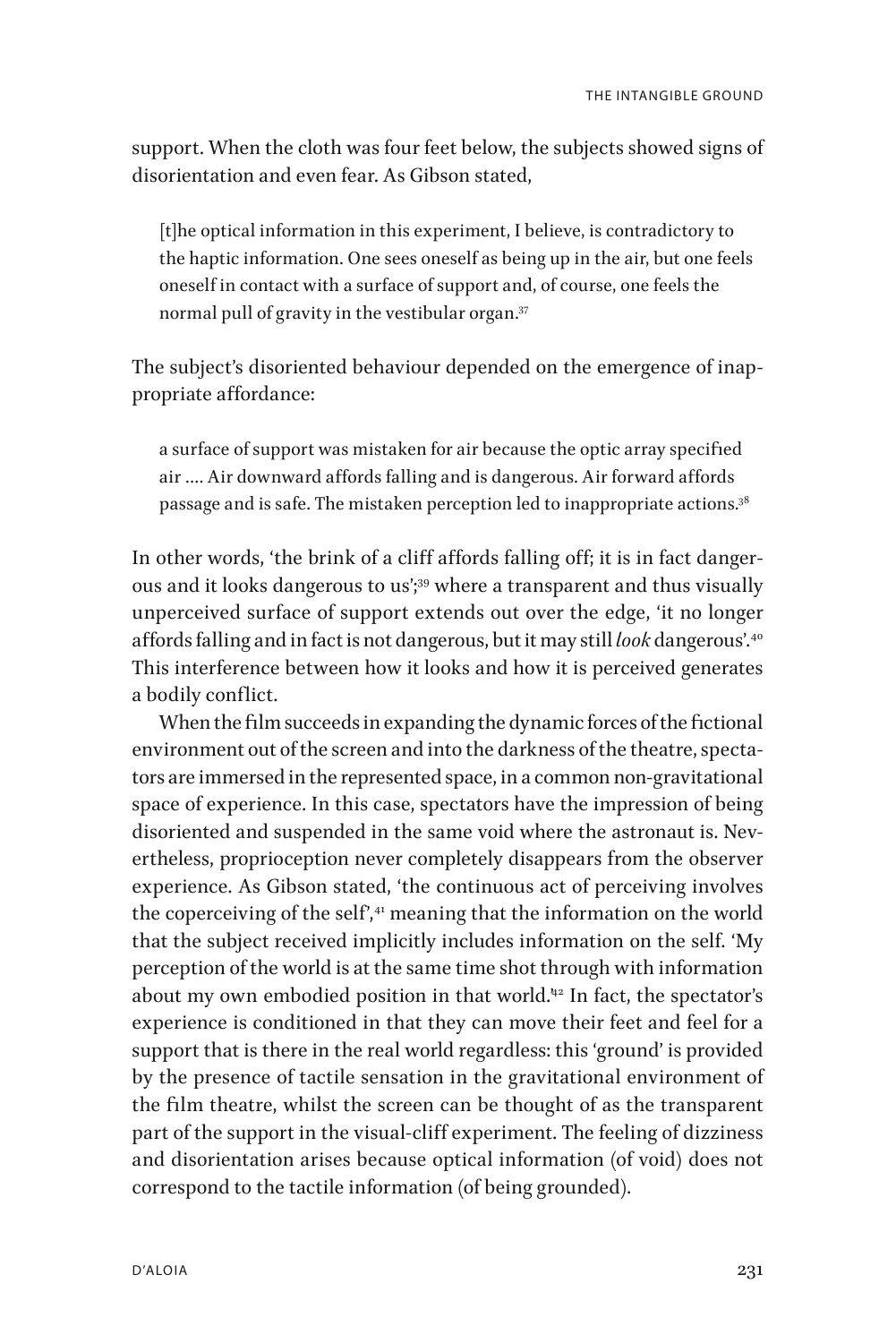support. When the cloth was four feet below, the subjects showed signs of disorientation and even fear. As Gibson stated,

> [t]he optical information in this experiment, I believe, is contradictory to the haptic information. One sees oneself as being up in the air, but one feels oneself in contact with a surface of support and, of course, one feels the normal pull of gravity in the vestibular organ.[37]

The subject's disoriented behaviour depended on the emergence of inappropriate affordance:

> a surface of support was mistaken for air because the optic array specified air .... Air downward affords falling and is dangerous. Air forward affords passage and is safe. The mistaken perception led to inappropriate actions.[38]

In other words, 'the brink of a cliff affords falling off; it is in fact dangerous and it looks dangerous to us';[39] where a transparent and thus visually unperceived surface of support extends out over the edge, 'it no longer affords falling and in fact is not dangerous, but it may still *look* dangerous'.[40] This interference between how it looks and how it is perceived generates a bodily conflict.

When the film succeeds in expanding the dynamic forces of the fictional environment out of the screen and into the darkness of the theatre, spectators are immersed in the represented space, in a common non-gravitational space of experience. In this case, spectators have the impression of being disoriented and suspended in the same void where the astronaut is. Nevertheless, proprioception never completely disappears from the observer experience. As Gibson stated, 'the continuous act of perceiving involves the coperceiving of the self',[41] meaning that the information on the world that the subject received implicitly includes information on the self. 'My perception of the world is at the same time shot through with information about my own embodied position in that world.'[42] In fact, the spectator's experience is conditioned in that they can move their feet and feel for a support that is there in the real world regardless: this 'ground' is provided by the presence of tactile sensation in the gravitational environment of the film theatre, whilst the screen can be thought of as the transparent part of the support in the visual-cliff experiment. The feeling of dizziness and disorientation arises because optical information (of void) does not correspond to the tactile information (of being grounded).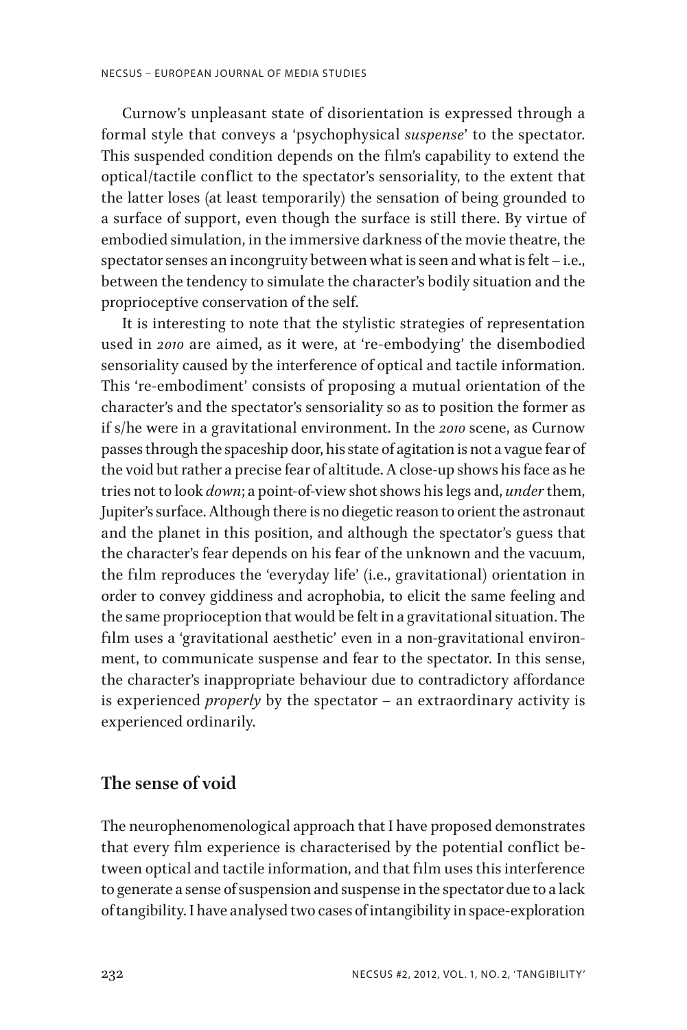Curnow's unpleasant state of disorientation is expressed through a formal style that conveys a 'psychophysical *suspense*' to the spectator. This suspended condition depends on the film's capability to extend the optical/tactile conflict to the spectator's sensoriality, to the extent that the latter loses (at least temporarily) the sensation of being grounded to a surface of support, even though the surface is still there. By virtue of embodied simulation, in the immersive darkness of the movie theatre, the spectator senses an incongruity between what is seen and what is felt – i.e., between the tendency to simulate the character's bodily situation and the proprioceptive conservation of the self.

It is interesting to note that the stylistic strategies of representation used in *2010* are aimed, as it were, at 're-embodying' the disembodied sensoriality caused by the interference of optical and tactile information. This 're-embodiment' consists of proposing a mutual orientation of the character's and the spectator's sensoriality so as to position the former as if s/he were in a gravitational environment. In the *2010* scene, as Curnow passes through the spaceship door, his state of agitation is not a vague fear of the void but rather a precise fear of altitude. A close-up shows his face as he tries not to look *down*; a point-of-view shot shows his legs and, *under* them, Jupiter's surface. Although there is no diegetic reason to orient the astronaut and the planet in this position, and although the spectator's guess that the character's fear depends on his fear of the unknown and the vacuum, the film reproduces the 'everyday life' (i.e., gravitational) orientation in order to convey giddiness and acrophobia, to elicit the same feeling and the same proprioception that would be felt in a gravitational situation. The film uses a 'gravitational aesthetic' even in a non-gravitational environment, to communicate suspense and fear to the spectator. In this sense, the character's inappropriate behaviour due to contradictory affordance is experienced *properly* by the spectator – an extraordinary activity is experienced ordinarily.

## The sense of void

The neurophenomenological approach that I have proposed demonstrates that every film experience is characterised by the potential conflict between optical and tactile information, and that film uses this interference to generate a sense of suspension and suspense in the spectator due to a lack of tangibility. I have analysed two cases of intangibility in space-exploration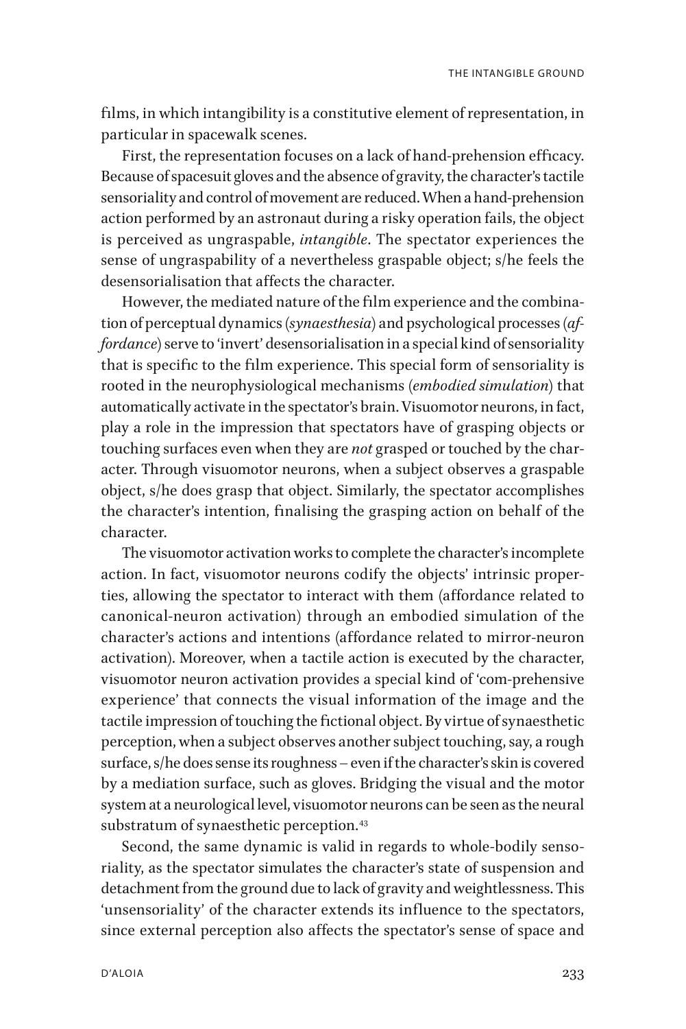films, in which intangibility is a constitutive element of representation, in particular in spacewalk scenes.

First, the representation focuses on a lack of hand-prehension efficacy. Because of spacesuit gloves and the absence of gravity, the character's tactile sensoriality and control of movement are reduced. When a hand-prehension action performed by an astronaut during a risky operation fails, the object is perceived as ungraspable, *intangible*. The spectator experiences the sense of ungraspability of a nevertheless graspable object; s/he feels the desensorialisation that affects the character.

However, the mediated nature of the film experience and the combination of perceptual dynamics (*synaesthesia*) and psychological processes (*affordance*) serve to 'invert' desensorialisation in a special kind of sensoriality that is specific to the film experience. This special form of sensoriality is rooted in the neurophysiological mechanisms (*embodied simulation*) that automatically activate in the spectator's brain. Visuomotor neurons, in fact, play a role in the impression that spectators have of grasping objects or touching surfaces even when they are *not* grasped or touched by the character. Through visuomotor neurons, when a subject observes a graspable object, s/he does grasp that object. Similarly, the spectator accomplishes the character's intention, finalising the grasping action on behalf of the character.

The visuomotor activation works to complete the character's incomplete action. In fact, visuomotor neurons codify the objects' intrinsic properties, allowing the spectator to interact with them (affordance related to canonical-neuron activation) through an embodied simulation of the character's actions and intentions (affordance related to mirror-neuron activation). Moreover, when a tactile action is executed by the character, visuomotor neuron activation provides a special kind of 'com-prehensive experience' that connects the visual information of the image and the tactile impression of touching the fictional object. By virtue of synaesthetic perception, when a subject observes another subject touching, say, a rough surface, s/he does sense its roughness – even if the character's skin is covered by a mediation surface, such as gloves. Bridging the visual and the motor system at a neurological level, visuomotor neurons can be seen as the neural substratum of synaesthetic perception.[43]

Second, the same dynamic is valid in regards to whole-bodily sensoriality, as the spectator simulates the character's state of suspension and detachment from the ground due to lack of gravity and weightlessness. This 'unsensoriality' of the character extends its influence to the spectators, since external perception also affects the spectator's sense of space and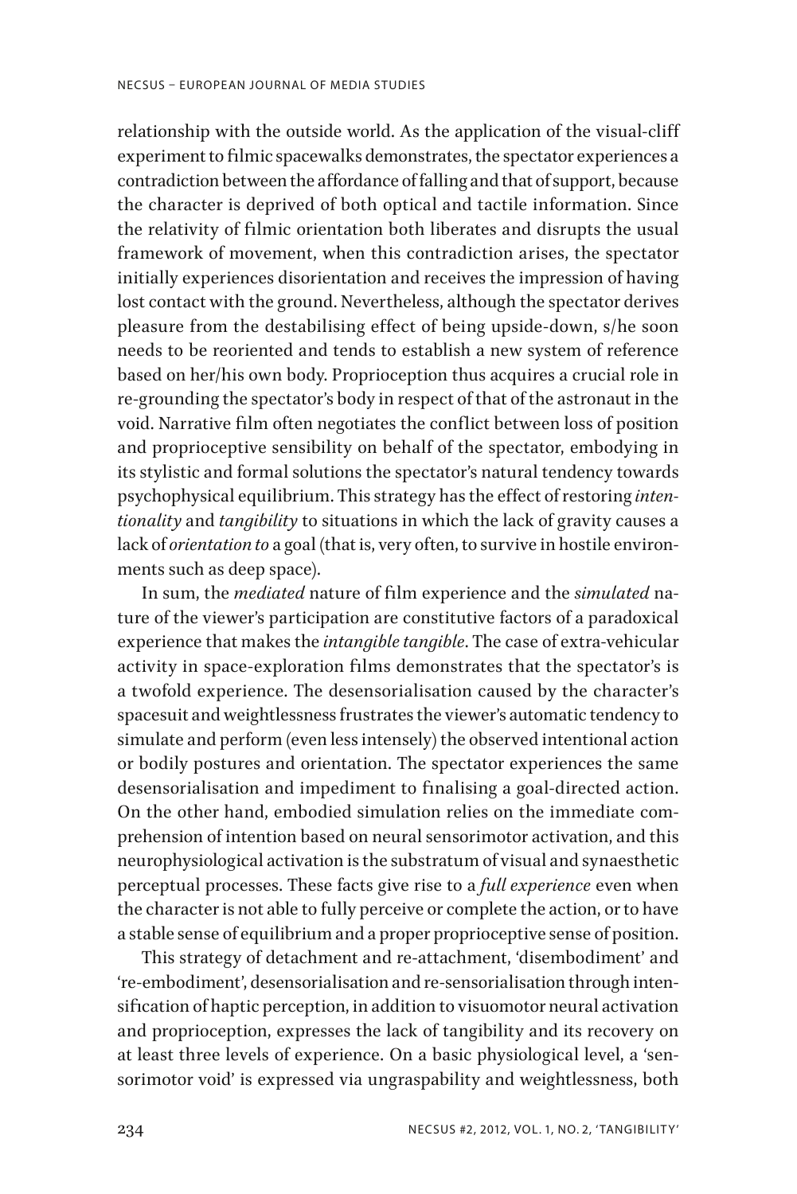relationship with the outside world. As the application of the visual-cliff experiment to filmic spacewalks demonstrates, the spectator experiences a contradiction between the affordance of falling and that of support, because the character is deprived of both optical and tactile information. Since the relativity of filmic orientation both liberates and disrupts the usual framework of movement, when this contradiction arises, the spectator initially experiences disorientation and receives the impression of having lost contact with the ground. Nevertheless, although the spectator derives pleasure from the destabilising effect of being upside-down, s/he soon needs to be reoriented and tends to establish a new system of reference based on her/his own body. Proprioception thus acquires a crucial role in re-grounding the spectator's body in respect of that of the astronaut in the void. Narrative film often negotiates the conflict between loss of position and proprioceptive sensibility on behalf of the spectator, embodying in its stylistic and formal solutions the spectator's natural tendency towards psychophysical equilibrium. This strategy has the effect of restoring *intentionality* and *tangibility* to situations in which the lack of gravity causes a lack of *orientation to* a goal (that is, very often, to survive in hostile environments such as deep space).

In sum, the *mediated* nature of film experience and the *simulated* nature of the viewer's participation are constitutive factors of a paradoxical experience that makes the *intangible tangible*. The case of extra-vehicular activity in space-exploration films demonstrates that the spectator's is a twofold experience. The desensorialisation caused by the character's spacesuit and weightlessness frustrates the viewer's automatic tendency to simulate and perform (even less intensely) the observed intentional action or bodily postures and orientation. The spectator experiences the same desensorialisation and impediment to finalising a goal-directed action. On the other hand, embodied simulation relies on the immediate comprehension of intention based on neural sensorimotor activation, and this neurophysiological activation is the substratum of visual and synaesthetic perceptual processes. These facts give rise to a *full experience* even when the character is not able to fully perceive or complete the action, or to have a stable sense of equilibrium and a proper proprioceptive sense of position.

This strategy of detachment and re-attachment, 'disembodiment' and 're-embodiment', desensorialisation and re-sensorialisation through intensification of haptic perception, in addition to visuomotor neural activation and proprioception, expresses the lack of tangibility and its recovery on at least three levels of experience. On a basic physiological level, a 'sensorimotor void' is expressed via ungraspability and weightlessness, both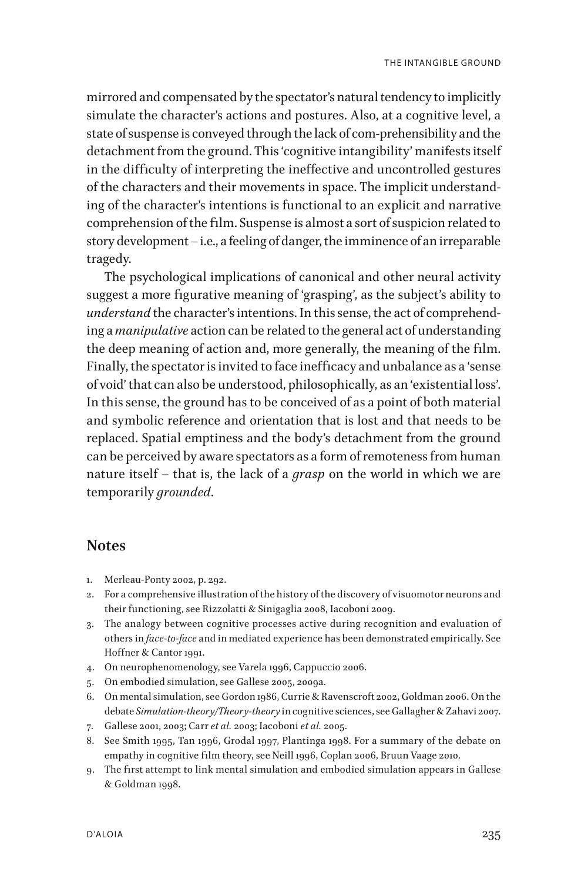mirrored and compensated by the spectator's natural tendency to implicitly simulate the character's actions and postures. Also, at a cognitive level, a state of suspense is conveyed through the lack of com-prehensibility and the detachment from the ground. This 'cognitive intangibility' manifests itself in the difficulty of interpreting the ineffective and uncontrolled gestures of the characters and their movements in space. The implicit understanding of the character's intentions is functional to an explicit and narrative comprehension of the film. Suspense is almost a sort of suspicion related to story development – i.e., a feeling of danger, the imminence of an irreparable tragedy.

The psychological implications of canonical and other neural activity suggest a more figurative meaning of 'grasping', as the subject's ability to *understand* the character's intentions. In this sense, the act of comprehending a *manipulative* action can be related to the general act of understanding the deep meaning of action and, more generally, the meaning of the film. Finally, the spectator is invited to face inefficacy and unbalance as a 'sense of void' that can also be understood, philosophically, as an 'existential loss'. In this sense, the ground has to be conceived of as a point of both material and symbolic reference and orientation that is lost and that needs to be replaced. Spatial emptiness and the body's detachment from the ground can be perceived by aware spectators as a form of remoteness from human nature itself – that is, the lack of a *grasp* on the world in which we are temporarily *grounded*.

## Notes

1. Merleau-Ponty 2002, p. 292.
2. For a comprehensive illustration of the history of the discovery of visuomotor neurons and their functioning, see Rizzolatti & Sinigaglia 2008, Iacoboni 2009.
3. The analogy between cognitive processes active during recognition and evaluation of others in *face-to-face* and in mediated experience has been demonstrated empirically. See Hoffner & Cantor 1991.
4. On neurophenomenology, see Varela 1996, Cappuccio 2006.
5. On embodied simulation, see Gallese 2005, 2009a.
6. On mental simulation, see Gordon 1986, Currie & Ravenscroft 2002, Goldman 2006. On the debate *Simulation-theory/Theory-theory* in cognitive sciences, see Gallagher & Zahavi 2007.
7. Gallese 2001, 2003; Carr *et al.* 2003; Iacoboni *et al.* 2005.
8. See Smith 1995, Tan 1996, Grodal 1997, Plantinga 1998. For a summary of the debate on empathy in cognitive film theory, see Neill 1996, Coplan 2006, Bruun Vaage 2010.
9. The first attempt to link mental simulation and embodied simulation appears in Gallese & Goldman 1998.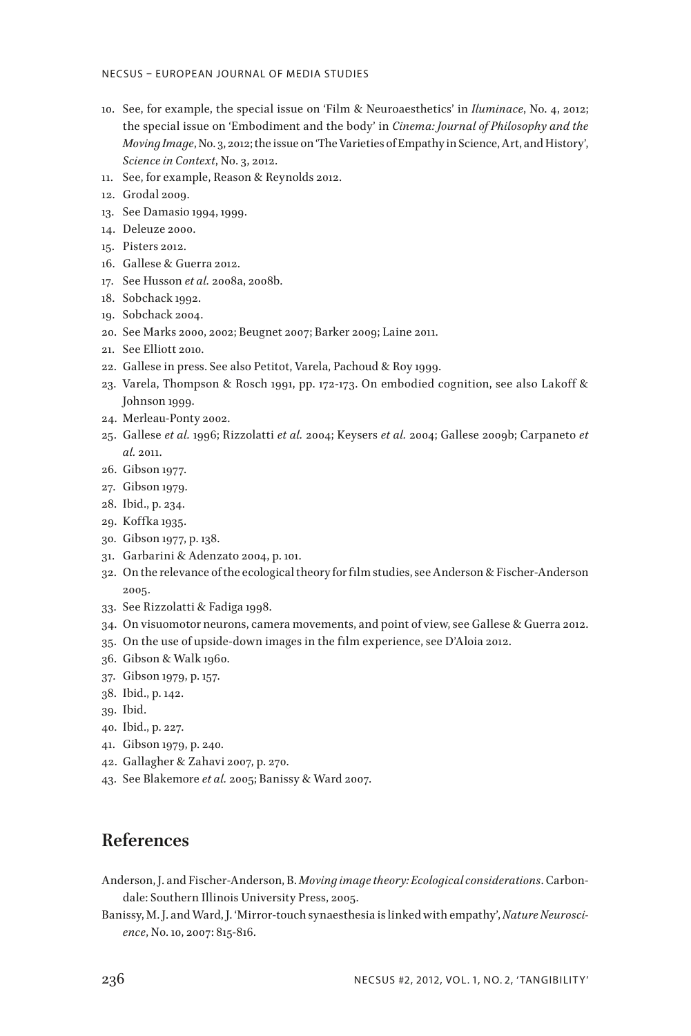10. See, for example, the special issue on 'Film & Neuroaesthetics' in *Iluminace*, No. 4, 2012; the special issue on 'Embodiment and the body' in *Cinema: Journal of Philosophy and the Moving Image*, No. 3, 2012; the issue on 'The Varieties of Empathy in Science, Art, and History', *Science in Context*, No. 3, 2012.
11. See, for example, Reason & Reynolds 2012.
12. Grodal 2009.
13. See Damasio 1994, 1999.
14. Deleuze 2000.
15. Pisters 2012.
16. Gallese & Guerra 2012.
17. See Husson *et al.* 2008a, 2008b.
18. Sobchack 1992.
19. Sobchack 2004.
20. See Marks 2000, 2002; Beugnet 2007; Barker 2009; Laine 2011.
21. See Elliott 2010.
22. Gallese in press. See also Petitot, Varela, Pachoud & Roy 1999.
23. Varela, Thompson & Rosch 1991, pp. 172-173. On embodied cognition, see also Lakoff & Johnson 1999.
24. Merleau-Ponty 2002.
25. Gallese *et al.* 1996; Rizzolatti *et al.* 2004; Keysers *et al.* 2004; Gallese 2009b; Carpaneto *et al.* 2011.
26. Gibson 1977.
27. Gibson 1979.
28. Ibid., p. 234.
29. Koffka 1935.
30. Gibson 1977, p. 138.
31. Garbarini & Adenzato 2004, p. 101.
32. On the relevance of the ecological theory for film studies, see Anderson & Fischer-Anderson 2005.
33. See Rizzolatti & Fadiga 1998.
34. On visuomotor neurons, camera movements, and point of view, see Gallese & Guerra 2012.
35. On the use of upside-down images in the film experience, see D'Aloia 2012.
36. Gibson & Walk 1960.
37. Gibson 1979, p. 157.
38. Ibid., p. 142.
39. Ibid.
40. Ibid., p. 227.
41. Gibson 1979, p. 240.
42. Gallagher & Zahavi 2007, p. 270.
43. See Blakemore *et al.* 2005; Banissy & Ward 2007.

## References

Anderson, J. and Fischer-Anderson, B. *Moving image theory: Ecological considerations*. Carbondale: Southern Illinois University Press, 2005.

Banissy, M. J. and Ward, J. 'Mirror-touch synaesthesia is linked with empathy', *Nature Neuroscience*, No. 10, 2007: 815-816.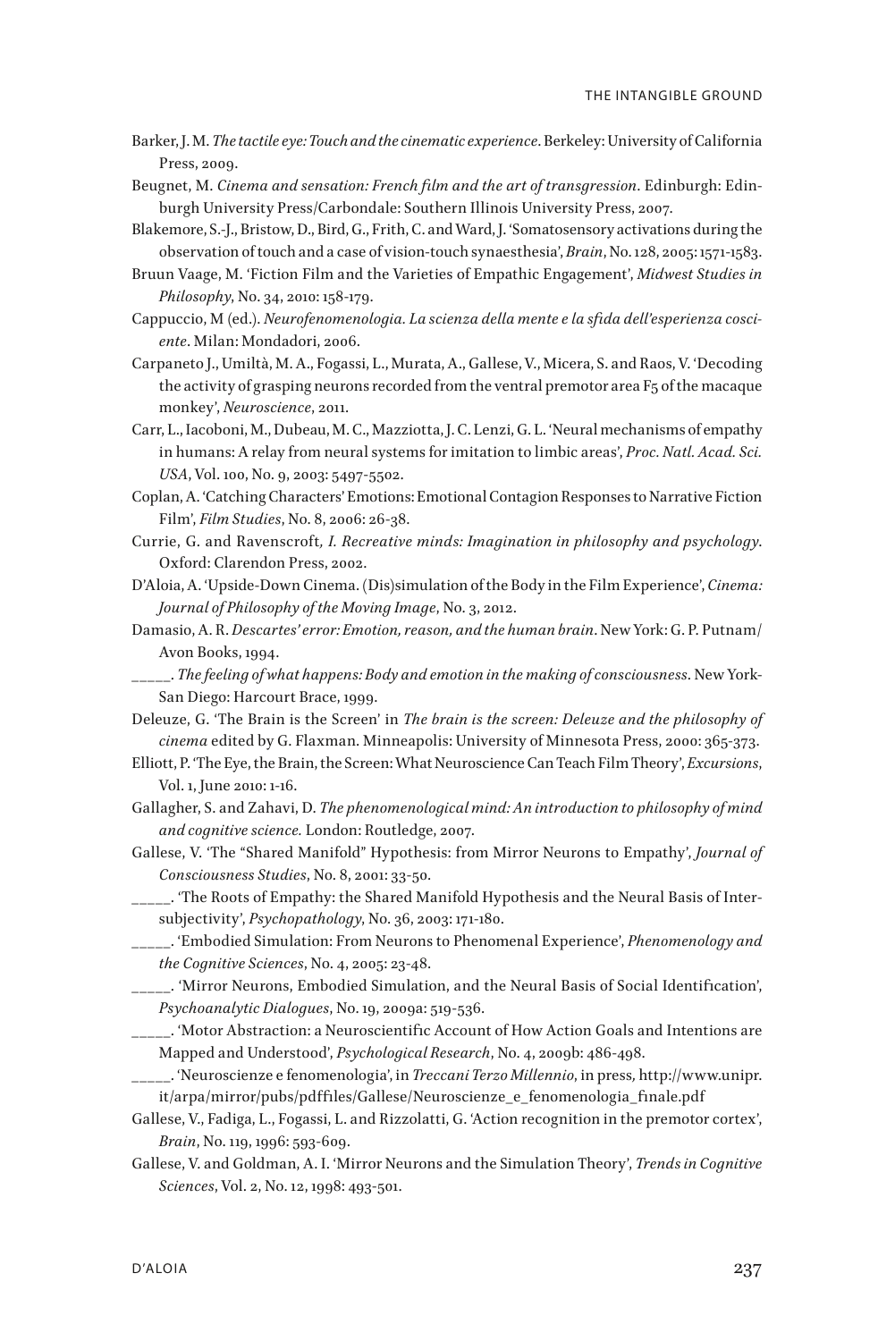Barker, J. M. *The tactile eye: Touch and the cinematic experience*. Berkeley: University of California Press, 2009.

Beugnet, M. *Cinema and sensation: French film and the art of transgression*. Edinburgh: Edinburgh University Press/Carbondale: Southern Illinois University Press, 2007.

Blakemore, S.-J., Bristow, D., Bird, G., Frith, C. and Ward, J. 'Somatosensory activations during the observation of touch and a case of vision-touch synaesthesia', *Brain*, No. 128, 2005: 1571-1583.

Bruun Vaage, M. 'Fiction Film and the Varieties of Empathic Engagement', *Midwest Studies in Philosophy*, No. 34, 2010: 158-179.

Cappuccio, M (ed.). *Neurofenomenologia. La scienza della mente e la sfida dell'esperienza cosciente*. Milan: Mondadori, 2006.

Carpaneto J., Umiltà, M. A., Fogassi, L., Murata, A., Gallese, V., Micera, S. and Raos, V. 'Decoding the activity of grasping neurons recorded from the ventral premotor area F5 of the macaque monkey', *Neuroscience*, 2011.

Carr, L., Iacoboni, M., Dubeau, M. C., Mazziotta, J. C. Lenzi, G. L. 'Neural mechanisms of empathy in humans: A relay from neural systems for imitation to limbic areas', *Proc. Natl. Acad. Sci. USA*, Vol. 100, No. 9, 2003: 5497-5502.

Coplan, A. 'Catching Characters' Emotions: Emotional Contagion Responses to Narrative Fiction Film', *Film Studies*, No. 8, 2006: 26-38.

Currie, G. and Ravenscroft*, I. Recreative minds: Imagination in philosophy and psychology*. Oxford: Clarendon Press, 2002.

D'Aloia, A. 'Upside-Down Cinema. (Dis)simulation of the Body in the Film Experience', *Cinema: Journal of Philosophy of the Moving Image*, No. 3, 2012.

Damasio, A. R. *Descartes' error: Emotion, reason, and the human brain*. New York: G. P. Putnam/ Avon Books, 1994.

_____. *The feeling of what happens: Body and emotion in the making of consciousness*. New York-San Diego: Harcourt Brace, 1999.

Deleuze, G. 'The Brain is the Screen' in *The brain is the screen: Deleuze and the philosophy of cinema* edited by G. Flaxman. Minneapolis: University of Minnesota Press, 2000: 365-373.

Elliott, P. 'The Eye, the Brain, the Screen: What Neuroscience Can Teach Film Theory', *Excursions*, Vol. 1, June 2010: 1-16.

Gallagher, S. and Zahavi, D. *The phenomenological mind: An introduction to philosophy of mind and cognitive science.* London: Routledge, 2007.

Gallese, V. 'The "Shared Manifold" Hypothesis: from Mirror Neurons to Empathy', *Journal of Consciousness Studies*, No. 8, 2001: 33-50.

_____. 'The Roots of Empathy: the Shared Manifold Hypothesis and the Neural Basis of Intersubjectivity', *Psychopathology*, No. 36, 2003: 171-180.

_____. 'Embodied Simulation: From Neurons to Phenomenal Experience', *Phenomenology and the Cognitive Sciences*, No. 4, 2005: 23-48.

_____. 'Mirror Neurons, Embodied Simulation, and the Neural Basis of Social Identification', *Psychoanalytic Dialogues*, No. 19, 2009a: 519-536.

_____. 'Motor Abstraction: a Neuroscientific Account of How Action Goals and Intentions are Mapped and Understood', *Psychological Research*, No. 4, 2009b: 486-498.

_____. 'Neuroscienze e fenomenologia', in *Treccani Terzo Millennio*, in press*,* http://www.unipr.it/arpa/mirror/pubs/pdffiles/Gallese/Neuroscienze_e_fenomenologia_finale.pdf

Gallese, V., Fadiga, L., Fogassi, L. and Rizzolatti, G. 'Action recognition in the premotor cortex', *Brain*, No. 119, 1996: 593-609.

Gallese, V. and Goldman, A. I. 'Mirror Neurons and the Simulation Theory', *Trends in Cognitive Sciences*, Vol. 2, No. 12, 1998: 493-501.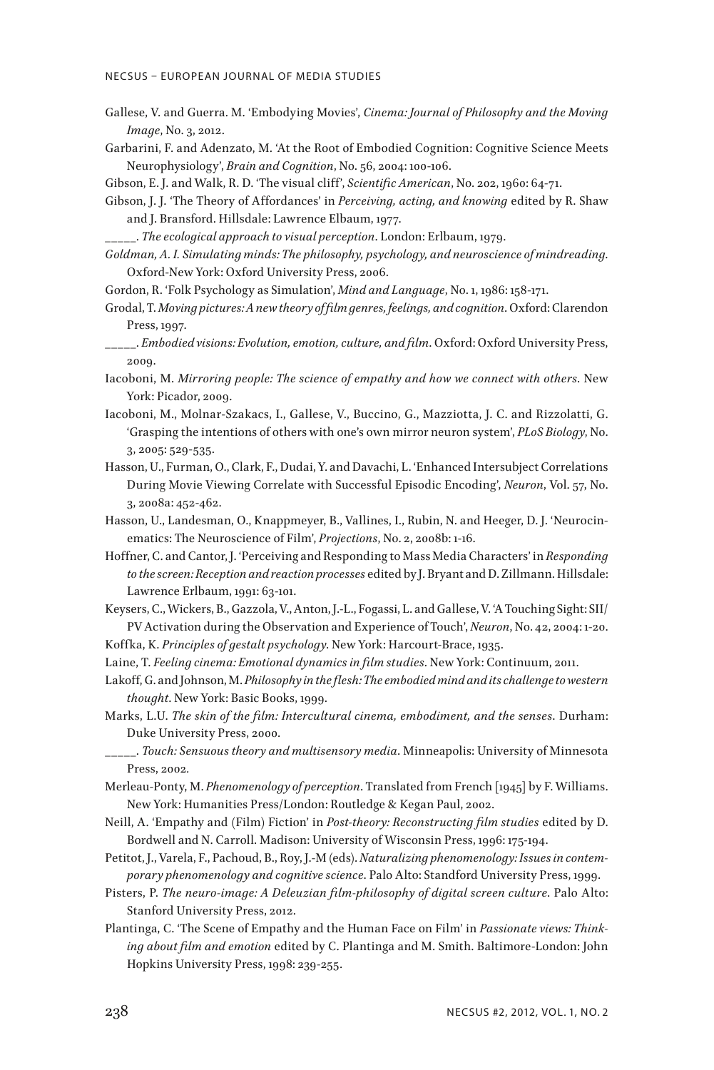Gallese, V. and Guerra. M. 'Embodying Movies', *Cinema: Journal of Philosophy and the Moving Image*, No. 3, 2012.

Garbarini, F. and Adenzato, M. 'At the Root of Embodied Cognition: Cognitive Science Meets Neurophysiology', *Brain and Cognition*, No. 56, 2004: 100-106.

Gibson, E. J. and Walk, R. D. 'The visual cliff', *Scientific American*, No. 202, 1960: 64-71.

Gibson, J. J. 'The Theory of Affordances' in *Perceiving, acting, and knowing* edited by R. Shaw and J. Bransford. Hillsdale: Lawrence Elbaum, 1977.

_____. *The ecological approach to visual perception*. London: Erlbaum, 1979.

*Goldman, A. I. Simulating minds: The philosophy, psychology, and neuroscience of mindreading*. Oxford-New York: Oxford University Press, 2006.

Gordon, R. 'Folk Psychology as Simulation', *Mind and Language*, No. 1, 1986: 158-171.

Grodal, T. *Moving pictures: A new theory of film genres, feelings, and cognition*. Oxford: Clarendon Press, 1997.

_____. *Embodied visions: Evolution, emotion, culture, and film*. Oxford: Oxford University Press, 2009.

Iacoboni, M. *Mirroring people: The science of empathy and how we connect with others*. New York: Picador, 2009.

Iacoboni, M., Molnar-Szakacs, I., Gallese, V., Buccino, G., Mazziotta, J. C. and Rizzolatti, G. 'Grasping the intentions of others with one's own mirror neuron system', *PLoS Biology*, No. 3, 2005: 529-535.

Hasson, U., Furman, O., Clark, F., Dudai, Y. and Davachi, L. 'Enhanced Intersubject Correlations During Movie Viewing Correlate with Successful Episodic Encoding', *Neuron*, Vol. 57, No. 3, 2008a: 452-462.

Hasson, U., Landesman, O., Knappmeyer, B., Vallines, I., Rubin, N. and Heeger, D. J. 'Neurocinematics: The Neuroscience of Film', *Projections*, No. 2, 2008b: 1-16.

Hoffner, C. and Cantor, J. 'Perceiving and Responding to Mass Media Characters' in *Responding to the screen: Reception and reaction processes* edited by J. Bryant and D. Zillmann. Hillsdale: Lawrence Erlbaum, 1991: 63-101.

Keysers, C., Wickers, B., Gazzola, V., Anton, J.-L., Fogassi, L. and Gallese, V. 'A Touching Sight: SII/PV Activation during the Observation and Experience of Touch', *Neuron*, No. 42, 2004: 1-20.

Koffka, K. *Principles of gestalt psychology*. New York: Harcourt-Brace, 1935.

Laine, T. *Feeling cinema: Emotional dynamics in film studies*. New York: Continuum, 2011.

Lakoff, G. and Johnson, M. *Philosophy in the flesh: The embodied mind and its challenge to western thought*. New York: Basic Books, 1999.

Marks, L.U. *The skin of the film: Intercultural cinema, embodiment, and the senses*. Durham: Duke University Press, 2000.

_____. *Touch: Sensuous theory and multisensory media*. Minneapolis: University of Minnesota Press, 2002.

Merleau-Ponty, M. *Phenomenology of perception*. Translated from French [1945] by F. Williams. New York: Humanities Press/London: Routledge & Kegan Paul, 2002.

Neill, A. 'Empathy and (Film) Fiction' in *Post-theory: Reconstructing film studies* edited by D. Bordwell and N. Carroll. Madison: University of Wisconsin Press, 1996: 175-194.

Petitot, J., Varela, F., Pachoud, B., Roy, J.-M (eds). *Naturalizing phenomenology: Issues in contemporary phenomenology and cognitive science*. Palo Alto: Standford University Press, 1999.

Pisters, P. *The neuro-image: A Deleuzian film-philosophy of digital screen culture*. Palo Alto: Stanford University Press, 2012.

Plantinga, C. 'The Scene of Empathy and the Human Face on Film' in *Passionate views: Thinking about film and emotion* edited by C. Plantinga and M. Smith. Baltimore-London: John Hopkins University Press, 1998: 239-255.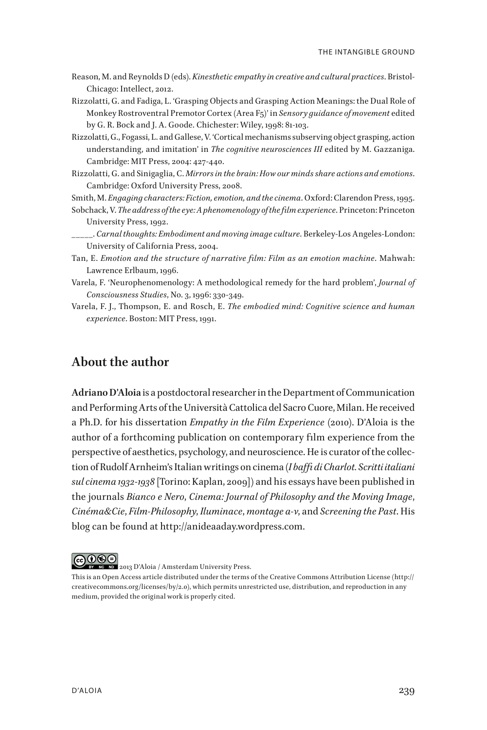Reason, M. and Reynolds D (eds). *Kinesthetic empathy in creative and cultural practices*. Bristol-Chicago: Intellect, 2012.

Rizzolatti, G. and Fadiga, L. 'Grasping Objects and Grasping Action Meanings: the Dual Role of Monkey Rostroventral Premotor Cortex (Area F5)' in *Sensory guidance of movement* edited by G. R. Bock and J. A. Goode. Chichester: Wiley, 1998: 81-103.

Rizzolatti, G., Fogassi, L. and Gallese, V. 'Cortical mechanisms subserving object grasping, action understanding, and imitation' in *The cognitive neurosciences III* edited by M. Gazzaniga. Cambridge: MIT Press, 2004: 427-440.

Rizzolatti, G. and Sinigaglia, C. *Mirrors in the brain: How our minds share actions and emotions*. Cambridge: Oxford University Press, 2008.

Smith, M. *Engaging characters: Fiction, emotion, and the cinema*. Oxford: Clarendon Press, 1995.

Sobchack, V. *The address of the eye: A phenomenology of the film experience*. Princeton: Princeton University Press, 1992.

_____. *Carnal thoughts: Embodiment and moving image culture*. Berkeley-Los Angeles-London: University of California Press, 2004.

Tan, E. *Emotion and the structure of narrative film: Film as an emotion machine*. Mahwah: Lawrence Erlbaum, 1996.

Varela, F. 'Neurophenomenology: A methodological remedy for the hard problem', *Journal of Consciousness Studies*, No. 3, 1996: 330-349.

Varela, F. J., Thompson, E. and Rosch, E. *The embodied mind: Cognitive science and human experience*. Boston: MIT Press, 1991.

## About the author

**Adriano D'Aloia** is a postdoctoral researcher in the Department of Communication and Performing Arts of the Università Cattolica del Sacro Cuore, Milan. He received a Ph.D. for his dissertation *Empathy in the Film Experience* (2010). D'Aloia is the author of a forthcoming publication on contemporary film experience from the perspective of aesthetics, psychology, and neuroscience. He is curator of the collection of Rudolf Arnheim's Italian writings on cinema (*I baffi di Charlot. Scritti italiani sul cinema 1932-1938* [Torino: Kaplan, 2009]) and his essays have been published in the journals *Bianco e Nero*, *Cinema: Journal of Philosophy and the Moving Image*, *Cinéma&Cie*, *Film-Philosophy*, *Iluminace*, *montage a-v*, and *Screening the Past*. His blog can be found at http://anideaaday.wordpress.com.

2013 D'Aloia / Amsterdam University Press.

This is an Open Access article distributed under the terms of the Creative Commons Attribution License (http://creativecommons.org/licenses/by/2.0), which permits unrestricted use, distribution, and reproduction in any medium, provided the original work is properly cited.